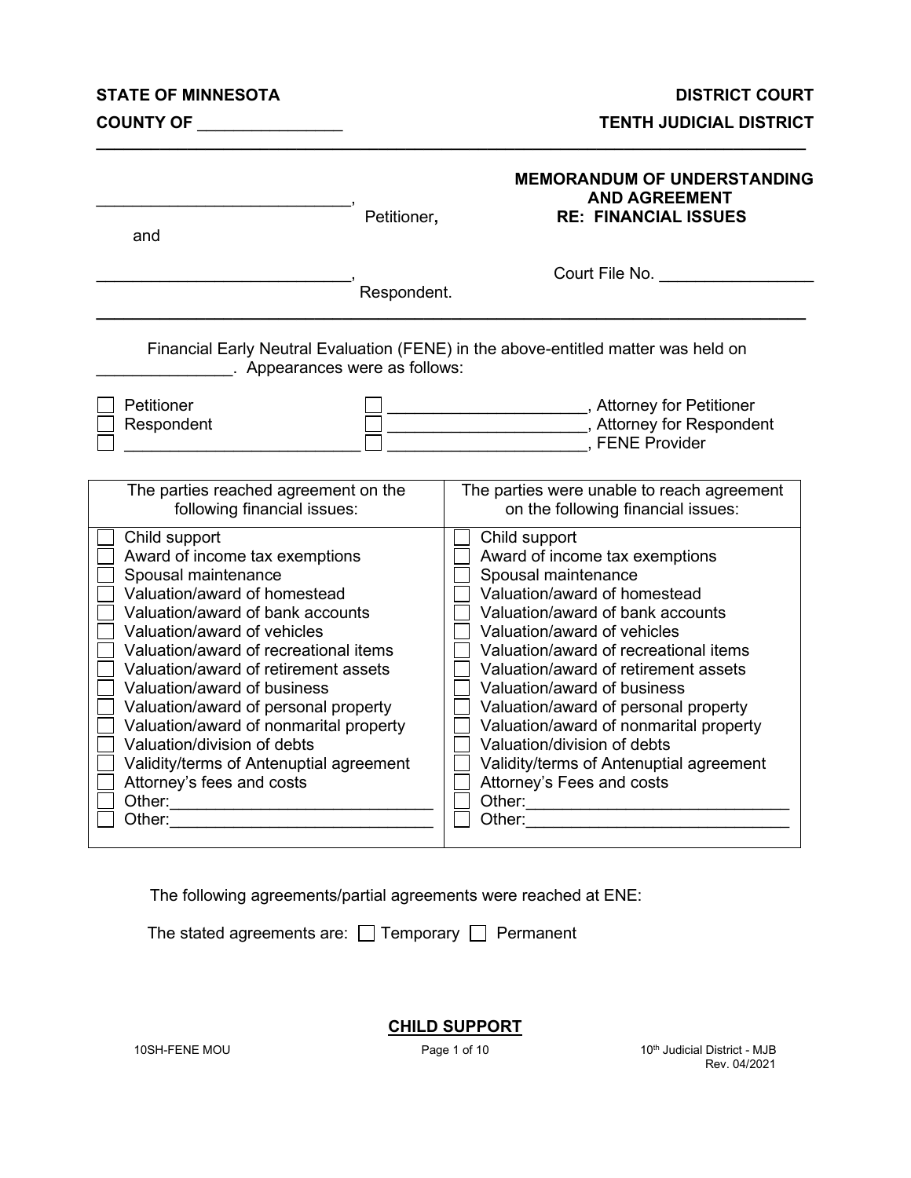**STATE OF MINNESOTA** | **DISTRICT COURT**

**COUNTY OF _______________** | **TENTH JUDICIAL DISTRICT**

---

___________________________, Petitioner,

and

___________________________, Respondent.

**MEMORANDUM OF UNDERSTANDING AND AGREEMENT RE: FINANCIAL ISSUES**

Court File No. ________________

---

Financial Early Neutral Evaluation (FENE) in the above-entitled matter was held on _______________. Appearances were as follows:

☐ Petitioner ☐ _____________________, Attorney for Petitioner
☐ Respondent ☐ _____________________, Attorney for Respondent
☐ _________________________ ☐ _____________________, FENE Provider

| The parties reached agreement on the following financial issues: | The parties were unable to reach agreement on the following financial issues: |
|---|---|
| ☐ Child support | ☐ Child support |
| ☐ Award of income tax exemptions | ☐ Award of income tax exemptions |
| ☐ Spousal maintenance | ☐ Spousal maintenance |
| ☐ Valuation/award of homestead | ☐ Valuation/award of homestead |
| ☐ Valuation/award of bank accounts | ☐ Valuation/award of bank accounts |
| ☐ Valuation/award of vehicles | ☐ Valuation/award of vehicles |
| ☐ Valuation/award of recreational items | ☐ Valuation/award of recreational items |
| ☐ Valuation/award of retirement assets | ☐ Valuation/award of retirement assets |
| ☐ Valuation/award of business | ☐ Valuation/award of business |
| ☐ Valuation/award of personal property | ☐ Valuation/award of personal property |
| ☐ Valuation/award of nonmarital property | ☐ Valuation/award of nonmarital property |
| ☐ Valuation/division of debts | ☐ Valuation/division of debts |
| ☐ Validity/terms of Antenuptial agreement | ☐ Validity/terms of Antenuptial agreement |
| ☐ Attorney's fees and costs | ☐ Attorney's Fees and costs |
| ☐ Other:____________________________ | ☐ Other:____________________________ |
| ☐ Other:____________________________ | ☐ Other:____________________________ |

The following agreements/partial agreements were reached at ENE:

The stated agreements are: ☐ Temporary ☐ Permanent

**CHILD SUPPORT**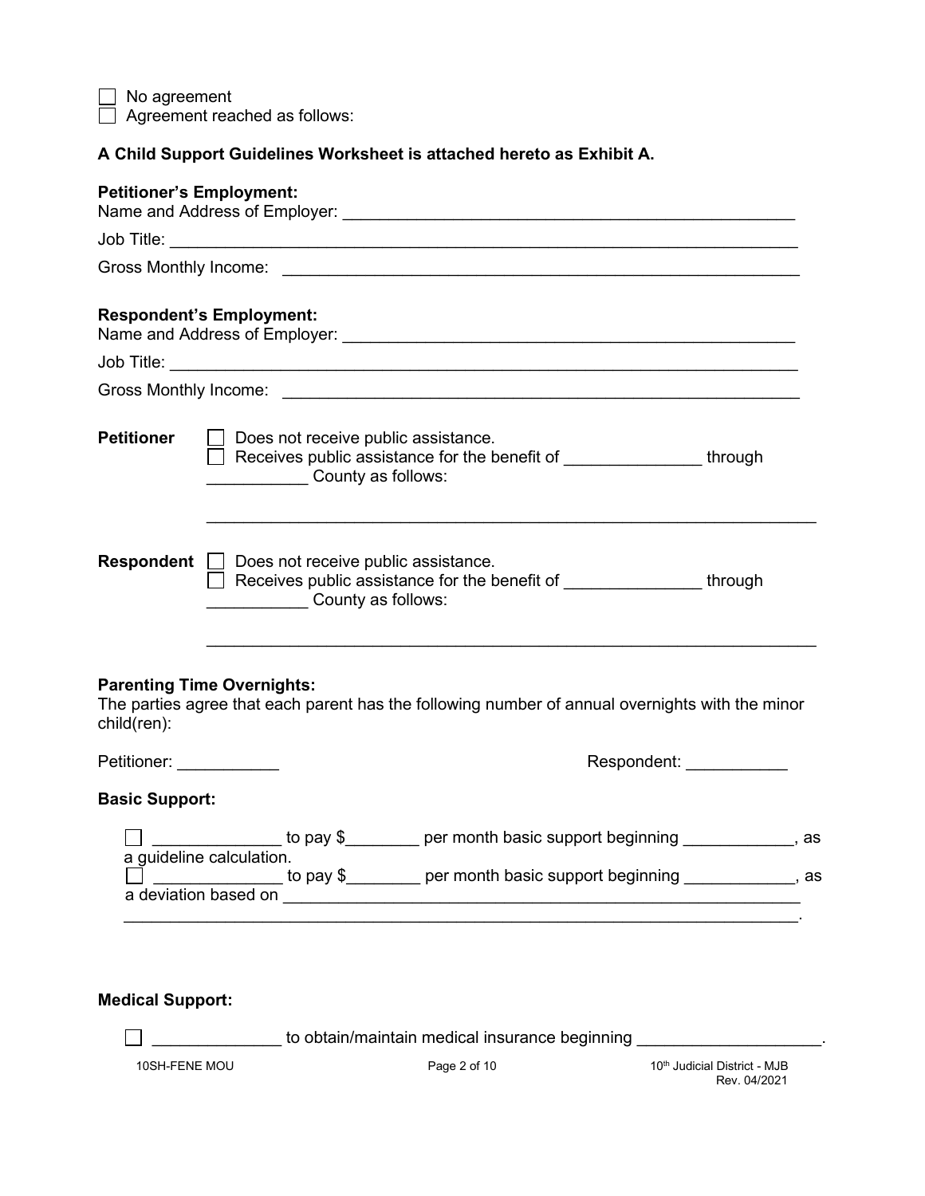☐ No agreement
☐ Agreement reached as follows:

**A Child Support Guidelines Worksheet is attached hereto as Exhibit A.**

**Petitioner's Employment:**
Name and Address of Employer: ___________________________________________________
Job Title: ___________________________________________________________________
Gross Monthly Income: ________________________________________________________

**Respondent's Employment:**
Name and Address of Employer: ___________________________________________________
Job Title: ___________________________________________________________________
Gross Monthly Income: ________________________________________________________

**Petitioner** ☐ Does not receive public assistance.
☐ Receives public assistance for the benefit of _______________ through ___________ County as follows:

_____________________________________________________________________

**Respondent** ☐ Does not receive public assistance.
☐ Receives public assistance for the benefit of _______________ through ___________ County as follows:

_____________________________________________________________________

**Parenting Time Overnights:**
The parties agree that each parent has the following number of annual overnights with the minor child(ren):

Petitioner: ___________ Respondent: ___________

**Basic Support:**

☐ ______________ to pay $________ per month basic support beginning ____________, as a guideline calculation.
☐ ______________ to pay $________ per month basic support beginning ____________, as a deviation based on ___________________________________________________________
_____________________________________________________________________________.

**Medical Support:**

☐ ______________ to obtain/maintain medical insurance beginning ____________________.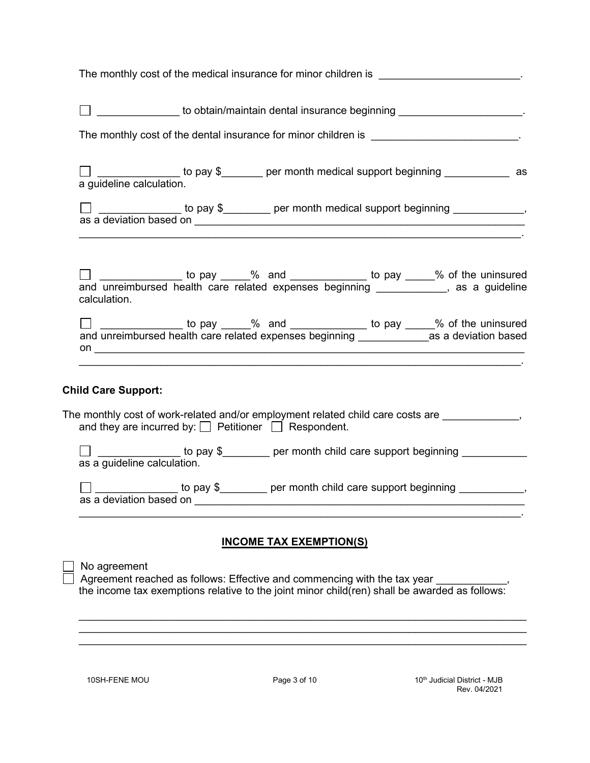The monthly cost of the medical insurance for minor children is ________________________.

☐ ______________ to obtain/maintain dental insurance beginning _____________________.

The monthly cost of the dental insurance for minor children is _________________________.

☐ ______________ to pay $_______ per month medical support beginning ___________ as a guideline calculation.

☐ ______________ to pay $________ per month medical support beginning ____________, as a deviation based on ___________________________________________________________
___________________________________________________________________________.

☐ ______________ to pay _____% and _____________ to pay _____% of the uninsured and unreimbursed health care related expenses beginning ____________, as a guideline calculation.

☐ ______________ to pay _____% and _____________ to pay _____% of the uninsured and unreimbursed health care related expenses beginning ____________as a deviation based on __________________________________________________________________________
___________________________________________________________________________.

**Child Care Support:**

The monthly cost of work-related and/or employment related child care costs are _____________, and they are incurred by: ☐ Petitioner ☐ Respondent.

☐ ______________ to pay $________ per month child care support beginning ___________ as a guideline calculation.

☐ ______________ to pay $________ per month child care support beginning ___________, as a deviation based on ___________________________________________________________
___________________________________________________________________________.

## INCOME TAX EXEMPTION(S)

☐ No agreement

☐ Agreement reached as follows: Effective and commencing with the tax year ____________, the income tax exemptions relative to the joint minor child(ren) shall be awarded as follows:

___________________________________________________________________________
___________________________________________________________________________
___________________________________________________________________________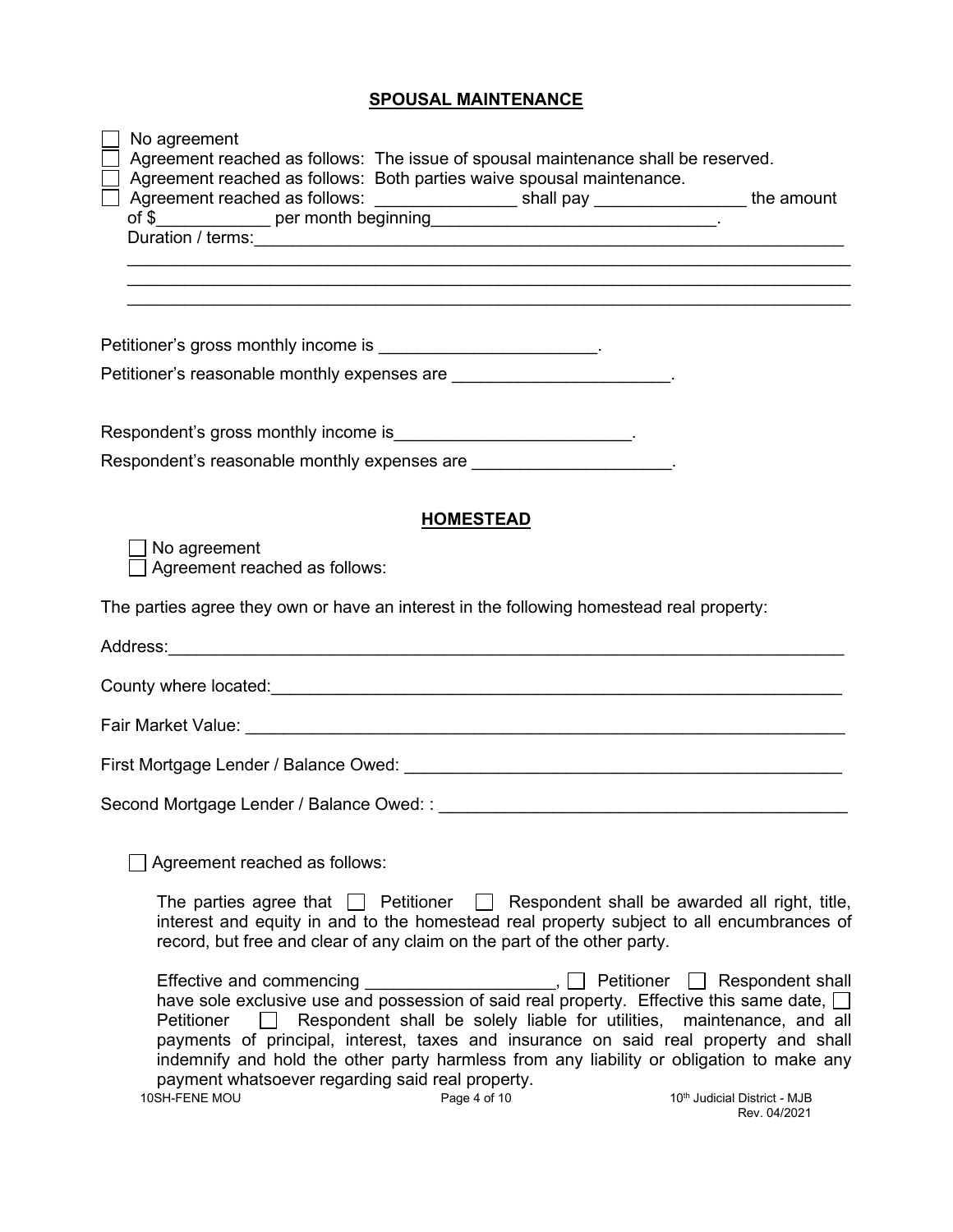## SPOUSAL MAINTENANCE

☐ No agreement
☐ Agreement reached as follows: The issue of spousal maintenance shall be reserved.
☐ Agreement reached as follows: Both parties waive spousal maintenance.
☐ Agreement reached as follows: _______________ shall pay ________________ the amount of $____________ per month beginning______________________________.
Duration / terms:_______________________________________________________________
_________________________________________________________________________
_________________________________________________________________________
_________________________________________________________________________

Petitioner's gross monthly income is _______________________.

Petitioner's reasonable monthly expenses are ______________________.

Respondent's gross monthly income is________________________.

Respondent's reasonable monthly expenses are ____________________.

## HOMESTEAD

☐ No agreement
☐ Agreement reached as follows:

The parties agree they own or have an interest in the following homestead real property:

Address:_________________________________________________________________________

County where located:______________________________________________________________

Fair Market Value: ________________________________________________________________

First Mortgage Lender / Balance Owed: _______________________________________________

Second Mortgage Lender / Balance Owed: : ____________________________________________

☐ Agreement reached as follows:

The parties agree that ☐ Petitioner ☐ Respondent shall be awarded all right, title, interest and equity in and to the homestead real property subject to all encumbrances of record, but free and clear of any claim on the part of the other party.

Effective and commencing ___________________, ☐ Petitioner ☐ Respondent shall have sole exclusive use and possession of said real property. Effective this same date, ☐ Petitioner ☐ Respondent shall be solely liable for utilities, maintenance, and all payments of principal, interest, taxes and insurance on said real property and shall indemnify and hold the other party harmless from any liability or obligation to make any payment whatsoever regarding said real property.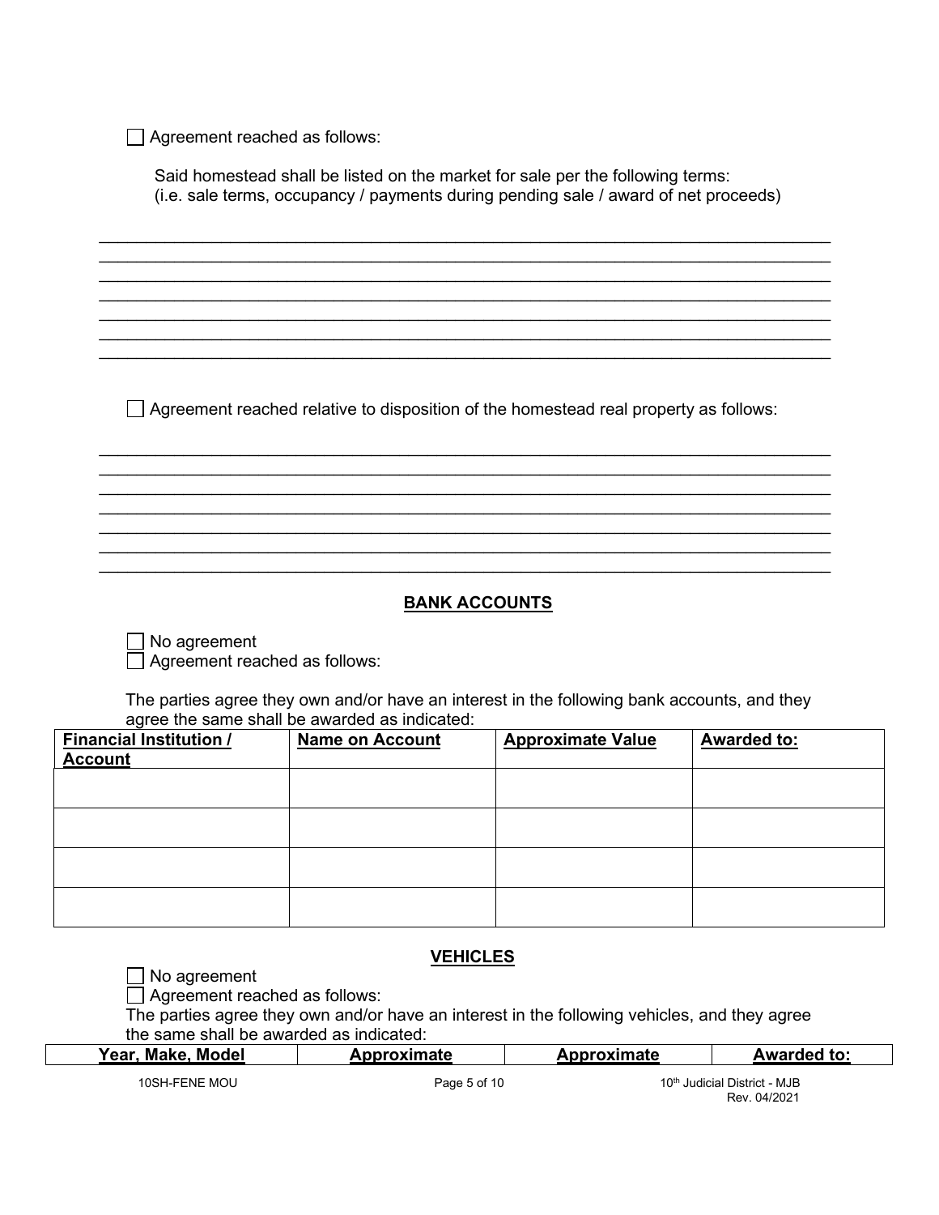☐ Agreement reached as follows:

Said homestead shall be listed on the market for sale per the following terms:
(i.e. sale terms, occupancy / payments during pending sale / award of net proceeds)

\_\_\_\_\_\_\_\_\_\_\_\_\_\_\_\_\_\_\_\_\_\_\_\_\_\_\_\_\_\_\_\_\_\_\_\_\_\_\_\_\_\_\_\_\_\_\_\_\_\_\_\_\_\_\_\_\_\_\_\_\_\_\_\_\_\_\_\_\_\_\_\_
\_\_\_\_\_\_\_\_\_\_\_\_\_\_\_\_\_\_\_\_\_\_\_\_\_\_\_\_\_\_\_\_\_\_\_\_\_\_\_\_\_\_\_\_\_\_\_\_\_\_\_\_\_\_\_\_\_\_\_\_\_\_\_\_\_\_\_\_\_\_\_\_
\_\_\_\_\_\_\_\_\_\_\_\_\_\_\_\_\_\_\_\_\_\_\_\_\_\_\_\_\_\_\_\_\_\_\_\_\_\_\_\_\_\_\_\_\_\_\_\_\_\_\_\_\_\_\_\_\_\_\_\_\_\_\_\_\_\_\_\_\_\_\_\_
\_\_\_\_\_\_\_\_\_\_\_\_\_\_\_\_\_\_\_\_\_\_\_\_\_\_\_\_\_\_\_\_\_\_\_\_\_\_\_\_\_\_\_\_\_\_\_\_\_\_\_\_\_\_\_\_\_\_\_\_\_\_\_\_\_\_\_\_\_\_\_\_
\_\_\_\_\_\_\_\_\_\_\_\_\_\_\_\_\_\_\_\_\_\_\_\_\_\_\_\_\_\_\_\_\_\_\_\_\_\_\_\_\_\_\_\_\_\_\_\_\_\_\_\_\_\_\_\_\_\_\_\_\_\_\_\_\_\_\_\_\_\_\_\_
\_\_\_\_\_\_\_\_\_\_\_\_\_\_\_\_\_\_\_\_\_\_\_\_\_\_\_\_\_\_\_\_\_\_\_\_\_\_\_\_\_\_\_\_\_\_\_\_\_\_\_\_\_\_\_\_\_\_\_\_\_\_\_\_\_\_\_\_\_\_\_\_
\_\_\_\_\_\_\_\_\_\_\_\_\_\_\_\_\_\_\_\_\_\_\_\_\_\_\_\_\_\_\_\_\_\_\_\_\_\_\_\_\_\_\_\_\_\_\_\_\_\_\_\_\_\_\_\_\_\_\_\_\_\_\_\_\_\_\_\_\_\_\_\_

☐ Agreement reached relative to disposition of the homestead real property as follows:

\_\_\_\_\_\_\_\_\_\_\_\_\_\_\_\_\_\_\_\_\_\_\_\_\_\_\_\_\_\_\_\_\_\_\_\_\_\_\_\_\_\_\_\_\_\_\_\_\_\_\_\_\_\_\_\_\_\_\_\_\_\_\_\_\_\_\_\_\_\_\_\_
\_\_\_\_\_\_\_\_\_\_\_\_\_\_\_\_\_\_\_\_\_\_\_\_\_\_\_\_\_\_\_\_\_\_\_\_\_\_\_\_\_\_\_\_\_\_\_\_\_\_\_\_\_\_\_\_\_\_\_\_\_\_\_\_\_\_\_\_\_\_\_\_
\_\_\_\_\_\_\_\_\_\_\_\_\_\_\_\_\_\_\_\_\_\_\_\_\_\_\_\_\_\_\_\_\_\_\_\_\_\_\_\_\_\_\_\_\_\_\_\_\_\_\_\_\_\_\_\_\_\_\_\_\_\_\_\_\_\_\_\_\_\_\_\_
\_\_\_\_\_\_\_\_\_\_\_\_\_\_\_\_\_\_\_\_\_\_\_\_\_\_\_\_\_\_\_\_\_\_\_\_\_\_\_\_\_\_\_\_\_\_\_\_\_\_\_\_\_\_\_\_\_\_\_\_\_\_\_\_\_\_\_\_\_\_\_\_
\_\_\_\_\_\_\_\_\_\_\_\_\_\_\_\_\_\_\_\_\_\_\_\_\_\_\_\_\_\_\_\_\_\_\_\_\_\_\_\_\_\_\_\_\_\_\_\_\_\_\_\_\_\_\_\_\_\_\_\_\_\_\_\_\_\_\_\_\_\_\_\_
\_\_\_\_\_\_\_\_\_\_\_\_\_\_\_\_\_\_\_\_\_\_\_\_\_\_\_\_\_\_\_\_\_\_\_\_\_\_\_\_\_\_\_\_\_\_\_\_\_\_\_\_\_\_\_\_\_\_\_\_\_\_\_\_\_\_\_\_\_\_\_\_
\_\_\_\_\_\_\_\_\_\_\_\_\_\_\_\_\_\_\_\_\_\_\_\_\_\_\_\_\_\_\_\_\_\_\_\_\_\_\_\_\_\_\_\_\_\_\_\_\_\_\_\_\_\_\_\_\_\_\_\_\_\_\_\_\_\_\_\_\_\_\_\_

## BANK ACCOUNTS

☐ No agreement
☐ Agreement reached as follows:

The parties agree they own and/or have an interest in the following bank accounts, and they agree the same shall be awarded as indicated:

| Financial Institution / Account | Name on Account | Approximate Value | Awarded to: |
|---|---|---|---|
| | | | |
| | | | |
| | | | |
| | | | |

## VEHICLES

☐ No agreement
☐ Agreement reached as follows:
The parties agree they own and/or have an interest in the following vehicles, and they agree the same shall be awarded as indicated:

| Year, Make, Model | Approximate | Approximate | Awarded to: |
|---|---|---|---|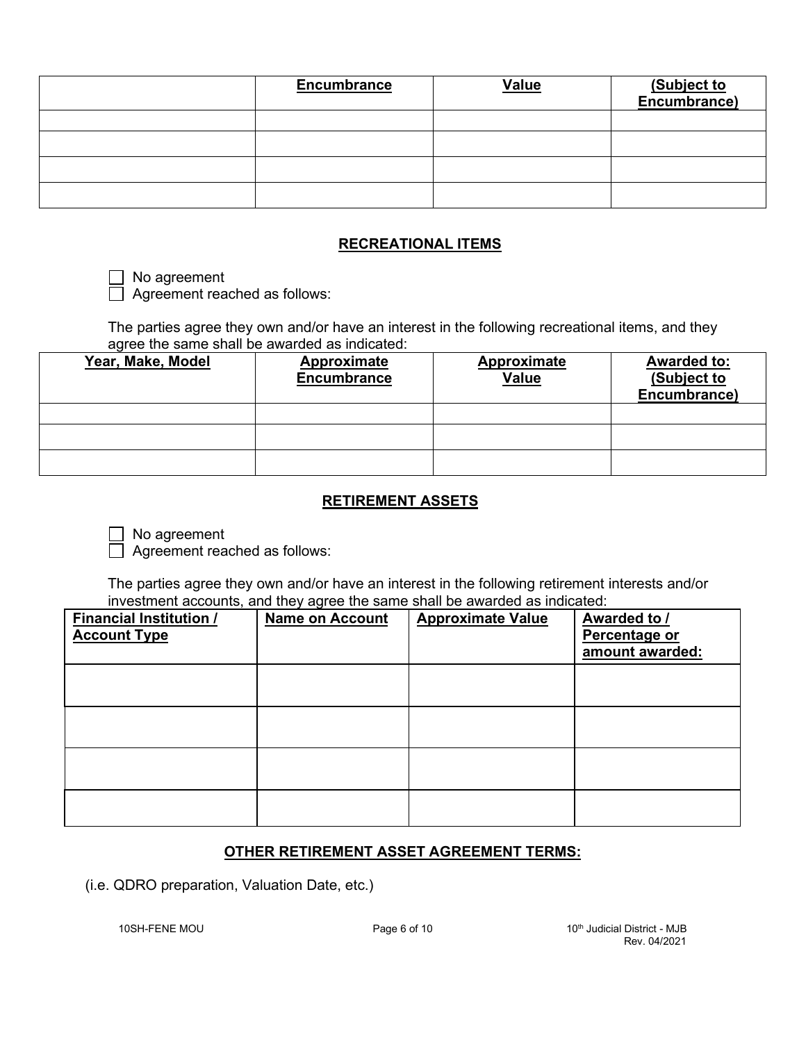| | Encumbrance | Value | (Subject to Encumbrance) |
|---|---|---|---|
| | | | |
| | | | |
| | | | |
| | | | |

## RECREATIONAL ITEMS

☐ No agreement
☐ Agreement reached as follows:

The parties agree they own and/or have an interest in the following recreational items, and they agree the same shall be awarded as indicated:

| Year, Make, Model | Approximate Encumbrance | Approximate Value | Awarded to: (Subject to Encumbrance) |
|---|---|---|---|
| | | | |
| | | | |
| | | | |

## RETIREMENT ASSETS

☐ No agreement
☐ Agreement reached as follows:

The parties agree they own and/or have an interest in the following retirement interests and/or investment accounts, and they agree the same shall be awarded as indicated:

| Financial Institution / Account Type | Name on Account | Approximate Value | Awarded to / Percentage or amount awarded: |
|---|---|---|---|
| | | | |
| | | | |
| | | | |
| | | | |

## OTHER RETIREMENT ASSET AGREEMENT TERMS:

(i.e. QDRO preparation, Valuation Date, etc.)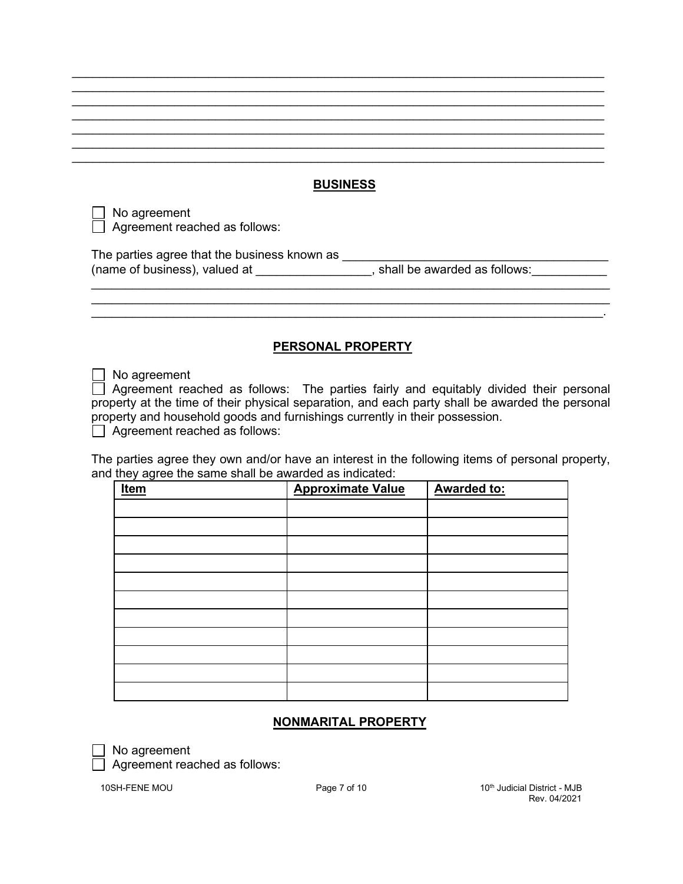\_\_\_\_\_\_\_\_\_\_\_\_\_\_\_\_\_\_\_\_\_\_\_\_\_\_\_\_\_\_\_\_\_\_\_\_\_\_\_\_\_\_\_\_\_\_\_\_\_\_\_\_\_\_\_\_\_\_\_\_\_\_\_\_\_\_\_\_\_\_\_\_\_\_\_\_\_\_
\_\_\_\_\_\_\_\_\_\_\_\_\_\_\_\_\_\_\_\_\_\_\_\_\_\_\_\_\_\_\_\_\_\_\_\_\_\_\_\_\_\_\_\_\_\_\_\_\_\_\_\_\_\_\_\_\_\_\_\_\_\_\_\_\_\_\_\_\_\_\_\_\_\_\_\_\_\_
\_\_\_\_\_\_\_\_\_\_\_\_\_\_\_\_\_\_\_\_\_\_\_\_\_\_\_\_\_\_\_\_\_\_\_\_\_\_\_\_\_\_\_\_\_\_\_\_\_\_\_\_\_\_\_\_\_\_\_\_\_\_\_\_\_\_\_\_\_\_\_\_\_\_\_\_\_\_
\_\_\_\_\_\_\_\_\_\_\_\_\_\_\_\_\_\_\_\_\_\_\_\_\_\_\_\_\_\_\_\_\_\_\_\_\_\_\_\_\_\_\_\_\_\_\_\_\_\_\_\_\_\_\_\_\_\_\_\_\_\_\_\_\_\_\_\_\_\_\_\_\_\_\_\_\_\_
\_\_\_\_\_\_\_\_\_\_\_\_\_\_\_\_\_\_\_\_\_\_\_\_\_\_\_\_\_\_\_\_\_\_\_\_\_\_\_\_\_\_\_\_\_\_\_\_\_\_\_\_\_\_\_\_\_\_\_\_\_\_\_\_\_\_\_\_\_\_\_\_\_\_\_\_\_\_
\_\_\_\_\_\_\_\_\_\_\_\_\_\_\_\_\_\_\_\_\_\_\_\_\_\_\_\_\_\_\_\_\_\_\_\_\_\_\_\_\_\_\_\_\_\_\_\_\_\_\_\_\_\_\_\_\_\_\_\_\_\_\_\_\_\_\_\_\_\_\_\_\_\_\_\_\_\_
\_\_\_\_\_\_\_\_\_\_\_\_\_\_\_\_\_\_\_\_\_\_\_\_\_\_\_\_\_\_\_\_\_\_\_\_\_\_\_\_\_\_\_\_\_\_\_\_\_\_\_\_\_\_\_\_\_\_\_\_\_\_\_\_\_\_\_\_\_\_\_\_\_\_\_\_\_\_

## BUSINESS

☐ No agreement
☐ Agreement reached as follows:

The parties agree that the business known as \_\_\_\_\_\_\_\_\_\_\_\_\_\_\_\_\_\_\_\_\_\_\_\_\_\_\_\_\_\_\_\_\_\_\_\_\_\_\_ (name of business), valued at \_\_\_\_\_\_\_\_\_\_\_\_\_\_\_\_\_, shall be awarded as follows:\_\_\_\_\_\_\_\_\_\_\_
\_\_\_\_\_\_\_\_\_\_\_\_\_\_\_\_\_\_\_\_\_\_\_\_\_\_\_\_\_\_\_\_\_\_\_\_\_\_\_\_\_\_\_\_\_\_\_\_\_\_\_\_\_\_\_\_\_\_\_\_\_\_\_\_\_\_\_\_\_\_\_\_\_\_\_\_\_\_
\_\_\_\_\_\_\_\_\_\_\_\_\_\_\_\_\_\_\_\_\_\_\_\_\_\_\_\_\_\_\_\_\_\_\_\_\_\_\_\_\_\_\_\_\_\_\_\_\_\_\_\_\_\_\_\_\_\_\_\_\_\_\_\_\_\_\_\_\_\_\_\_\_\_\_\_\_\_
\_\_\_\_\_\_\_\_\_\_\_\_\_\_\_\_\_\_\_\_\_\_\_\_\_\_\_\_\_\_\_\_\_\_\_\_\_\_\_\_\_\_\_\_\_\_\_\_\_\_\_\_\_\_\_\_\_\_\_\_\_\_\_\_\_\_\_\_\_\_\_\_\_\_\_\_\_.

## PERSONAL PROPERTY

☐ No agreement
☐ Agreement reached as follows: The parties fairly and equitably divided their personal property at the time of their physical separation, and each party shall be awarded the personal property and household goods and furnishings currently in their possession.
☐ Agreement reached as follows:

The parties agree they own and/or have an interest in the following items of personal property, and they agree the same shall be awarded as indicated:

| Item | Approximate Value | Awarded to: |
|---|---|---|
| | | |
| | | |
| | | |
| | | |
| | | |
| | | |
| | | |
| | | |
| | | |
| | | |
| | | |

## NONMARITAL PROPERTY

☐ No agreement
☐ Agreement reached as follows: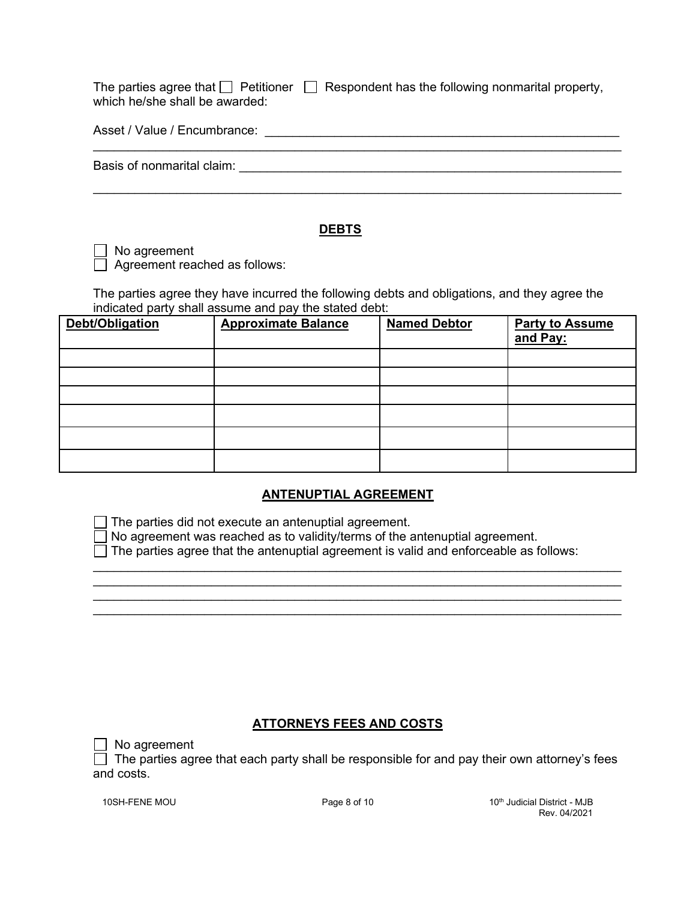The parties agree that ☐ Petitioner ☐ Respondent has the following nonmarital property, which he/she shall be awarded:

Asset / Value / Encumbrance: ____________________________________________________
______________________________________________________________________________

Basis of nonmarital claim: _______________________________________________________
______________________________________________________________________________

## DEBTS

☐ No agreement
☐ Agreement reached as follows:

The parties agree they have incurred the following debts and obligations, and they agree the indicated party shall assume and pay the stated debt:

| Debt/Obligation | Approximate Balance | Named Debtor | Party to Assume and Pay: |
|---|---|---|---|
| | | | |
| | | | |
| | | | |
| | | | |
| | | | |
| | | | |

## ANTENUPTIAL AGREEMENT

☐ The parties did not execute an antenuptial agreement.
☐ No agreement was reached as to validity/terms of the antenuptial agreement.
☐ The parties agree that the antenuptial agreement is valid and enforceable as follows:
______________________________________________________________________________
______________________________________________________________________________
______________________________________________________________________________
______________________________________________________________________________

## ATTORNEYS FEES AND COSTS

☐ No agreement
☐ The parties agree that each party shall be responsible for and pay their own attorney's fees and costs.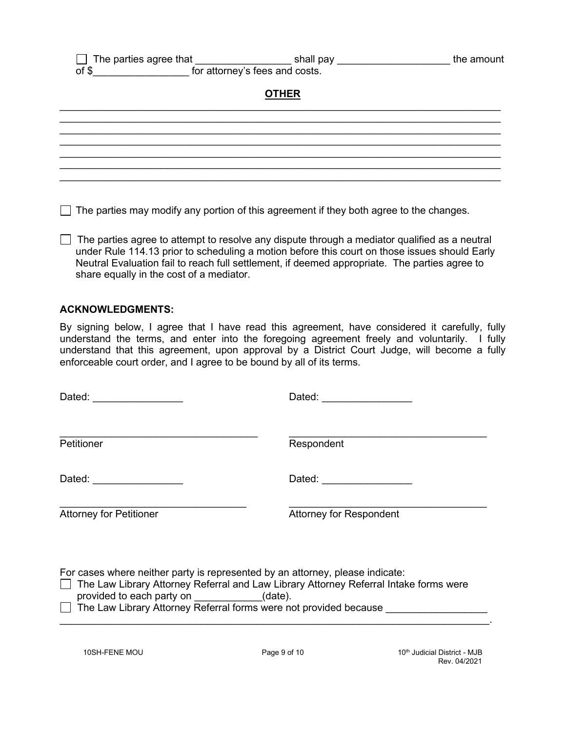☐ The parties agree that _________________ shall pay ____________________ the amount of $_________________ for attorney's fees and costs.

**OTHER**

_____________________________________________________________________________
_____________________________________________________________________________
_____________________________________________________________________________
_____________________________________________________________________________
_____________________________________________________________________________
_____________________________________________________________________________
_____________________________________________________________________________

☐ The parties may modify any portion of this agreement if they both agree to the changes.

☐ The parties agree to attempt to resolve any dispute through a mediator qualified as a neutral under Rule 114.13 prior to scheduling a motion before this court on those issues should Early Neutral Evaluation fail to reach full settlement, if deemed appropriate. The parties agree to share equally in the cost of a mediator.

**ACKNOWLEDGMENTS:**

By signing below, I agree that I have read this agreement, have considered it carefully, fully understand the terms, and enter into the foregoing agreement freely and voluntarily. I fully understand that this agreement, upon approval by a District Court Judge, will become a fully enforceable court order, and I agree to be bound by all of its terms.

Dated: ________________ Dated: ________________

___________________________________ ___________________________________
Petitioner Respondent

Dated: ________________ Dated: ________________

_________________________________ ___________________________________
Attorney for Petitioner Attorney for Respondent

For cases where neither party is represented by an attorney, please indicate:

☐ The Law Library Attorney Referral and Law Library Attorney Referral Intake forms were provided to each party on ____________(date).

☐ The Law Library Attorney Referral forms were not provided because __________________
_____________________________________________________________________________.

10SH-FENE MOU 10th Judicial District - MJB Rev. 04/2021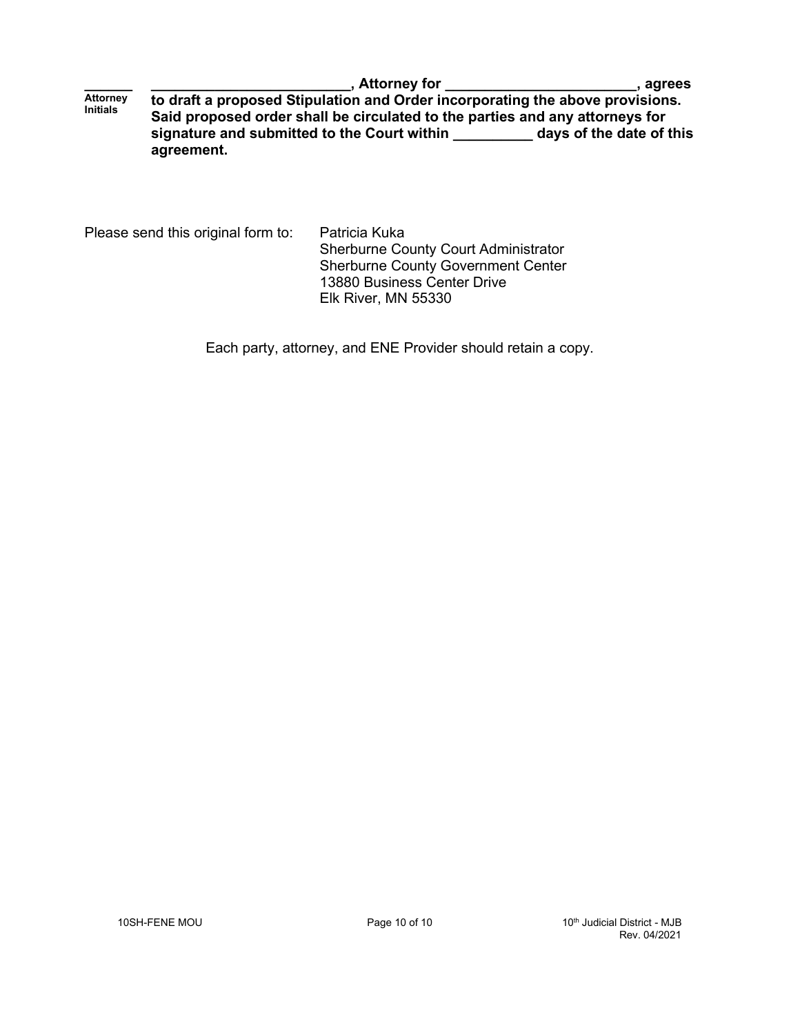______ **__________________________, Attorney for ________________________, agrees to draft a proposed Stipulation and Order incorporating the above provisions. Said proposed order shall be circulated to the parties and any attorneys for signature and submitted to the Court within __________ days of the date of this agreement.**

**Attorney Initials**

Please send this original form to: Patricia Kuka
Sherburne County Court Administrator
Sherburne County Government Center
13880 Business Center Drive
Elk River, MN 55330

Each party, attorney, and ENE Provider should retain a copy.